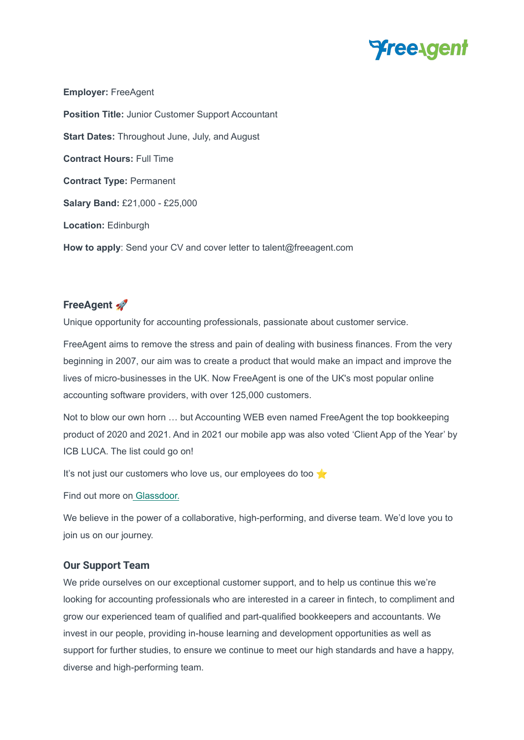**Employer:** FreeAgent

**Position Title:** Junior Customer Support Accountant

**Start Dates:** Throughout June, July, and August

**Contract Hours:** Full Time

**Contract Type:** Permanent

**Salary Band:** £21,000 - £25,000

**Location:** Edinburgh

**How to apply**: Send your CV and cover letter to talent@freeagent.com

## FreeAgent 🚀

Unique opportunity for accounting professionals, passionate about customer service.

FreeAgent aims to remove the stress and pain of dealing with business finances. From the very beginning in 2007, our aim was to create a product that would make an impact and improve the lives of micro-businesses in the UK. Now FreeAgent is one of the UK's most popular online accounting software providers, with over 125,000 customers.

Not to blow our own horn … but Accounting WEB even named FreeAgent the top bookkeeping product of 2020 and 2021. And in 2021 our mobile app was also voted 'Client App of the Year' by ICB LUCA. The list could go on!

It's not just our customers who love us, our employees do too ⭐

Find out more on Glassdoor.

We believe in the power of a collaborative, high-performing, and diverse team. We'd love you to join us on our journey.

## Our Support Team

We pride ourselves on our exceptional customer support, and to help us continue this we're looking for accounting professionals who are interested in a career in fintech, to compliment and grow our experienced team of qualified and part-qualified bookkeepers and accountants. We invest in our people, providing in-house learning and development opportunities as well as support for further studies, to ensure we continue to meet our high standards and have a happy, diverse and high-performing team.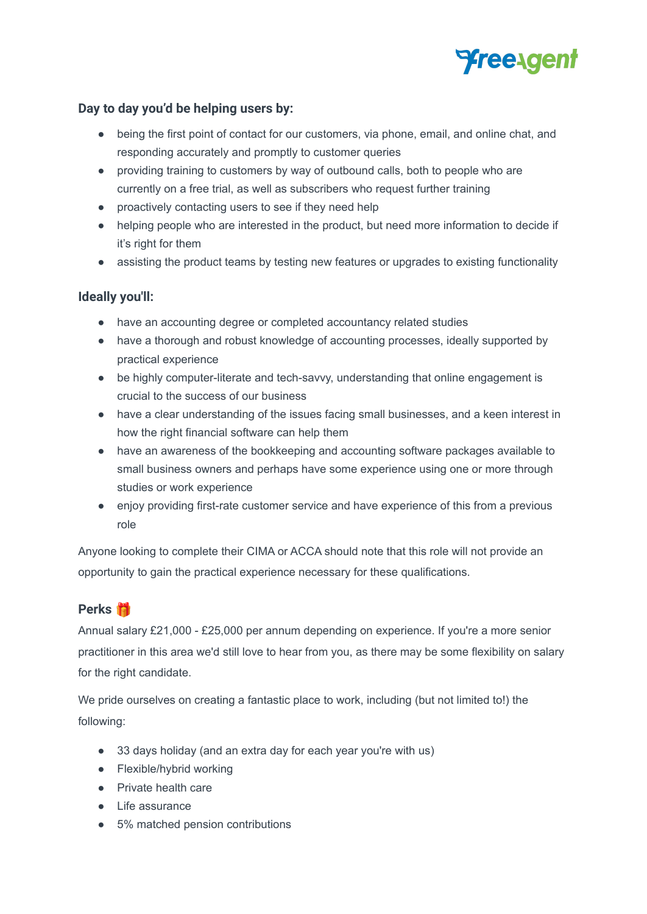### Day to day you'd be helping users by:

- being the first point of contact for our customers, via phone, email, and online chat, and responding accurately and promptly to customer queries
- providing training to customers by way of outbound calls, both to people who are currently on a free trial, as well as subscribers who request further training
- proactively contacting users to see if they need help
- helping people who are interested in the product, but need more information to decide if it's right for them
- assisting the product teams by testing new features or upgrades to existing functionality

### Ideally you'll:

- have an accounting degree or completed accountancy related studies
- have a thorough and robust knowledge of accounting processes, ideally supported by practical experience
- be highly computer-literate and tech-savvy, understanding that online engagement is crucial to the success of our business
- have a clear understanding of the issues facing small businesses, and a keen interest in how the right financial software can help them
- have an awareness of the bookkeeping and accounting software packages available to small business owners and perhaps have some experience using one or more through studies or work experience
- enjoy providing first-rate customer service and have experience of this from a previous role

Anyone looking to complete their CIMA or ACCA should note that this role will not provide an opportunity to gain the practical experience necessary for these qualifications.

### Perks 🎁

Annual salary £21,000 - £25,000 per annum depending on experience. If you're a more senior practitioner in this area we'd still love to hear from you, as there may be some flexibility on salary for the right candidate.

We pride ourselves on creating a fantastic place to work, including (but not limited to!) the following:

- 33 days holiday (and an extra day for each year you're with us)
- Flexible/hybrid working
- Private health care
- Life assurance
- 5% matched pension contributions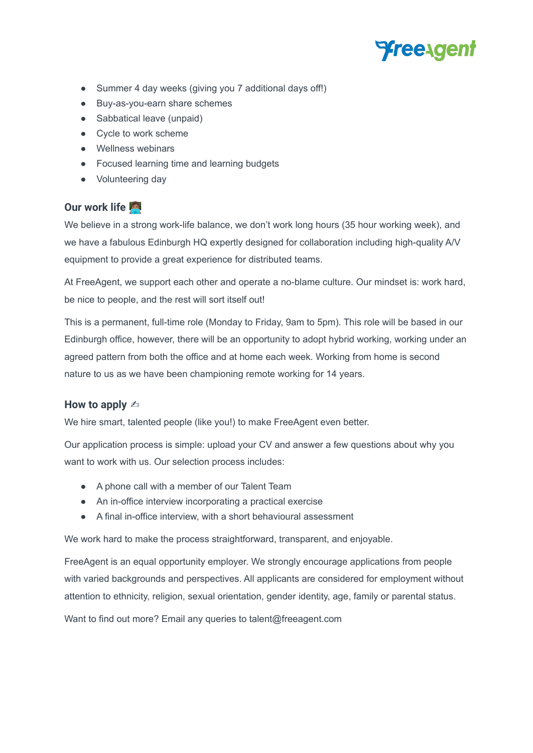- Summer 4 day weeks (giving you 7 additional days off!)
- Buy-as-you-earn share schemes
- Sabbatical leave (unpaid)
- Cycle to work scheme
- Wellness webinars
- Focused learning time and learning budgets
- Volunteering day

## Our work life 👩🏾‍💻

We believe in a strong work-life balance, we don't work long hours (35 hour working week), and we have a fabulous Edinburgh HQ expertly designed for collaboration including high-quality A/V equipment to provide a great experience for distributed teams.

At FreeAgent, we support each other and operate a no-blame culture. Our mindset is: work hard, be nice to people, and the rest will sort itself out!

This is a permanent, full-time role (Monday to Friday, 9am to 5pm). This role will be based in our Edinburgh office, however, there will be an opportunity to adopt hybrid working, working under an agreed pattern from both the office and at home each week. Working from home is second nature to us as we have been championing remote working for 14 years.

## How to apply ✍️

We hire smart, talented people (like you!) to make FreeAgent even better.

Our application process is simple: upload your CV and answer a few questions about why you want to work with us. Our selection process includes:

- A phone call with a member of our Talent Team
- An in-office interview incorporating a practical exercise
- A final in-office interview, with a short behavioural assessment

We work hard to make the process straightforward, transparent, and enjoyable.

FreeAgent is an equal opportunity employer. We strongly encourage applications from people with varied backgrounds and perspectives. All applicants are considered for employment without attention to ethnicity, religion, sexual orientation, gender identity, age, family or parental status.

Want to find out more? Email any queries to talent@freeagent.com